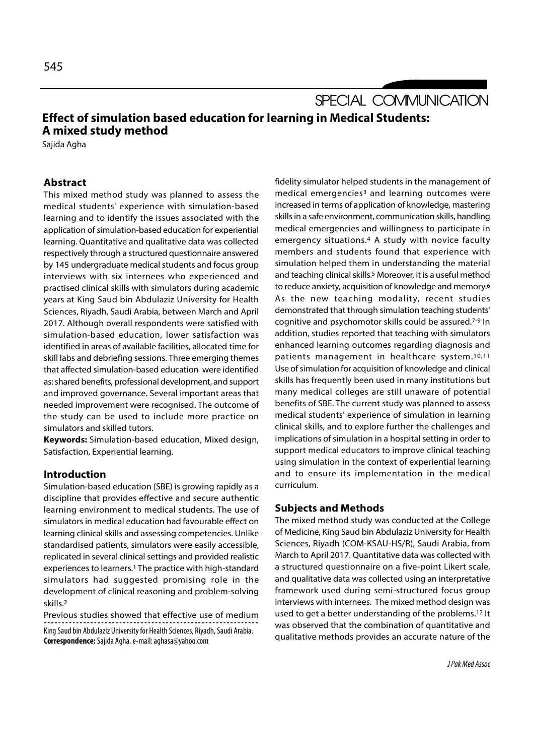SPECIAL COMMUNICATION

# Effect of simulation based education for learning in Medical Students: A mixed study method

Sajida Agha

## Abstract

This mixed method study was planned to assess the medical students' experience with simulation-based learning and to identify the issues associated with the application of simulation-based education for experiential learning. Quantitative and qualitative data was collected respectively through a structured questionnaire answered by 145 undergraduate medical students and focus group interviews with six internees who experienced and practised clinical skills with simulators during academic years at King Saud bin Abdulaziz University for Health Sciences, Riyadh, Saudi Arabia, between March and April 2017. Although overall respondents were satisfied with simulation-based education, lower satisfaction was identified in areas of available facilities, allocated time for skill labs and debriefing sessions. Three emerging themes that affected simulation-based education were identified as: shared benefits, professional development, and support and improved governance. Several important areas that needed improvement were recognised. The outcome of the study can be used to include more practice on simulators and skilled tutors.

**Keywords:** Simulation-based education, Mixed design, Satisfaction, Experiential learning.

## Introduction

Simulation-based education (SBE) is growing rapidly as a discipline that provides effective and secure authentic learning environment to medical students. The use of simulators in medical education had favourable effect on learning clinical skills and assessing competencies. Unlike standardised patients, simulators were easily accessible, replicated in several clinical settings and provided realistic experiences to learners.[1] The practice with high-standard simulators had suggested promising role in the development of clinical reasoning and problem-solving skills.[2]

Previous studies showed that effective use of medium fidelity simulator helped students in the management of medical emergencies[3] and learning outcomes were increased in terms of application of knowledge, mastering skills in a safe environment, communication skills, handling medical emergencies and willingness to participate in emergency situations.[4] A study with novice faculty members and students found that experience with simulation helped them in understanding the material and teaching clinical skills.[5] Moreover, it is a useful method to reduce anxiety, acquisition of knowledge and memory.[6] As the new teaching modality, recent studies demonstrated that through simulation teaching students' cognitive and psychomotor skills could be assured.[7-9] In addition, studies reported that teaching with simulators enhanced learning outcomes regarding diagnosis and patients management in healthcare system.[10,11] Use of simulation for acquisition of knowledge and clinical skills has frequently been used in many institutions but many medical colleges are still unaware of potential benefits of SBE. The current study was planned to assess medical students' experience of simulation in learning clinical skills, and to explore further the challenges and implications of simulation in a hospital setting in order to support medical educators to improve clinical teaching using simulation in the context of experiential learning and to ensure its implementation in the medical curriculum.

## Subjects and Methods

The mixed method study was conducted at the College of Medicine, King Saud bin Abdulaziz University for Health Sciences, Riyadh (COM-KSAU-HS/R), Saudi Arabia, from March to April 2017. Quantitative data was collected with a structured questionnaire on a five-point Likert scale, and qualitative data was collected using an interpretative framework used during semi-structured focus group interviews with internees. The mixed method design was used to get a better understanding of the problems.[12] It was observed that the combination of quantitative and qualitative methods provides an accurate nature of the

King Saud bin Abdulaziz University for Health Sciences, Riyadh, Saudi Arabia.

**Correspondence:** Sajida Agha. e-mail: aghasa@yahoo.com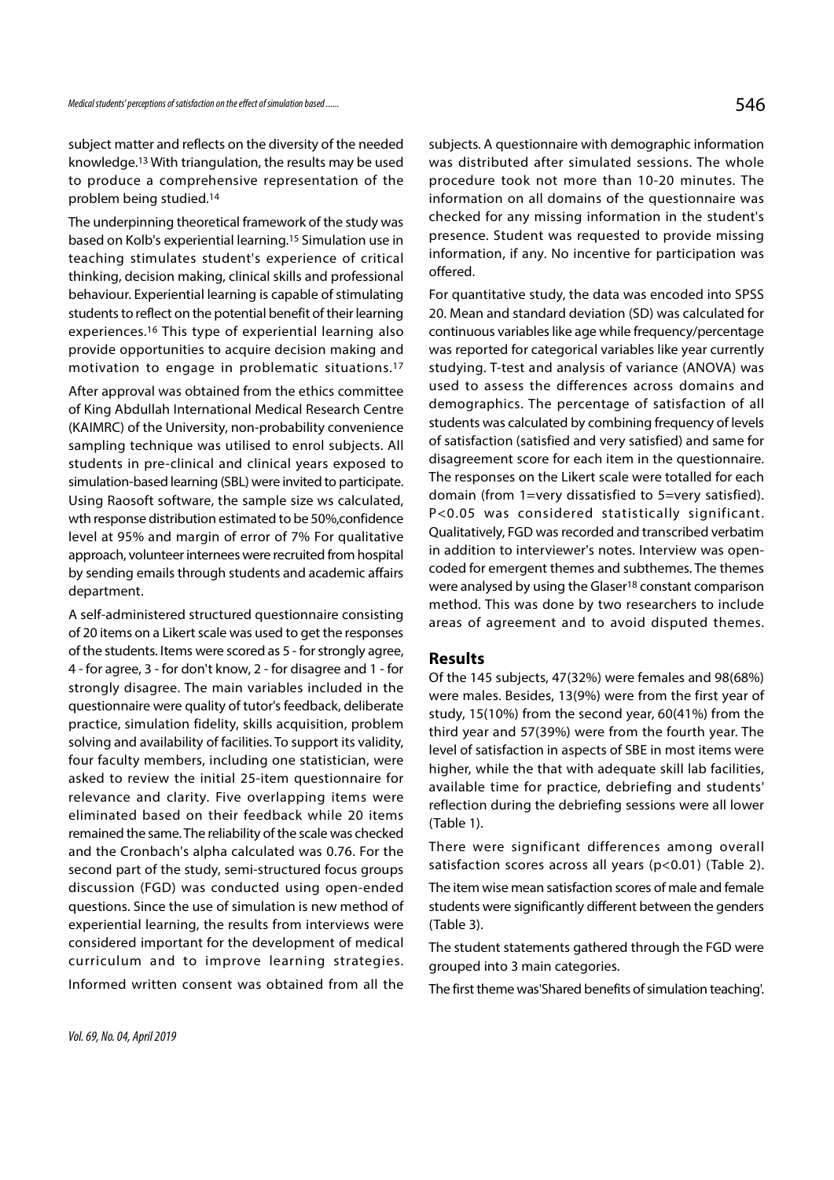subject matter and reflects on the diversity of the needed knowledge.[13] With triangulation, the results may be used to produce a comprehensive representation of the problem being studied.[14]

The underpinning theoretical framework of the study was based on Kolb's experiential learning.[15] Simulation use in teaching stimulates student's experience of critical thinking, decision making, clinical skills and professional behaviour. Experiential learning is capable of stimulating students to reflect on the potential benefit of their learning experiences.[16] This type of experiential learning also provide opportunities to acquire decision making and motivation to engage in problematic situations.[17]

After approval was obtained from the ethics committee of King Abdullah International Medical Research Centre (KAIMRC) of the University, non-probability convenience sampling technique was utilised to enrol subjects. All students in pre-clinical and clinical years exposed to simulation-based learning (SBL) were invited to participate. Using Raosoft software, the sample size ws calculated, wth response distribution estimated to be 50%,confidence level at 95% and margin of error of 7% For qualitative approach, volunteer internees were recruited from hospital by sending emails through students and academic affairs department.

A self-administered structured questionnaire consisting of 20 items on a Likert scale was used to get the responses of the students. Items were scored as 5 - for strongly agree, 4 - for agree, 3 - for don't know, 2 - for disagree and 1 - for strongly disagree. The main variables included in the questionnaire were quality of tutor's feedback, deliberate practice, simulation fidelity, skills acquisition, problem solving and availability of facilities. To support its validity, four faculty members, including one statistician, were asked to review the initial 25-item questionnaire for relevance and clarity. Five overlapping items were eliminated based on their feedback while 20 items remained the same. The reliability of the scale was checked and the Cronbach's alpha calculated was 0.76. For the second part of the study, semi-structured focus groups discussion (FGD) was conducted using open-ended questions. Since the use of simulation is new method of experiential learning, the results from interviews were considered important for the development of medical curriculum and to improve learning strategies. Informed written consent was obtained from all the subjects. A questionnaire with demographic information was distributed after simulated sessions. The whole procedure took not more than 10-20 minutes. The information on all domains of the questionnaire was checked for any missing information in the student's presence. Student was requested to provide missing information, if any. No incentive for participation was offered.

For quantitative study, the data was encoded into SPSS 20. Mean and standard deviation (SD) was calculated for continuous variables like age while frequency/percentage was reported for categorical variables like year currently studying. T-test and analysis of variance (ANOVA) was used to assess the differences across domains and demographics. The percentage of satisfaction of all students was calculated by combining frequency of levels of satisfaction (satisfied and very satisfied) and same for disagreement score for each item in the questionnaire. The responses on the Likert scale were totalled for each domain (from 1=very dissatisfied to 5=very satisfied). $P<0.05$ was considered statistically significant. Qualitatively, FGD was recorded and transcribed verbatim in addition to interviewer's notes. Interview was open-coded for emergent themes and subthemes. The themes were analysed by using the Glaser[18] constant comparison method. This was done by two researchers to include areas of agreement and to avoid disputed themes.

## Results

Of the 145 subjects, 47(32%) were females and 98(68%) were males. Besides, 13(9%) were from the first year of study, 15(10%) from the second year, 60(41%) from the third year and 57(39%) were from the fourth year. The level of satisfaction in aspects of SBE in most items were higher, while the that with adequate skill lab facilities, available time for practice, debriefing and students' reflection during the debriefing sessions were all lower (Table 1).

There were significant differences among overall satisfaction scores across all years ($p<0.01$) (Table 2).

The item wise mean satisfaction scores of male and female students were significantly different between the genders (Table 3).

The student statements gathered through the FGD were grouped into 3 main categories.

The first theme was'Shared benefits of simulation teaching'.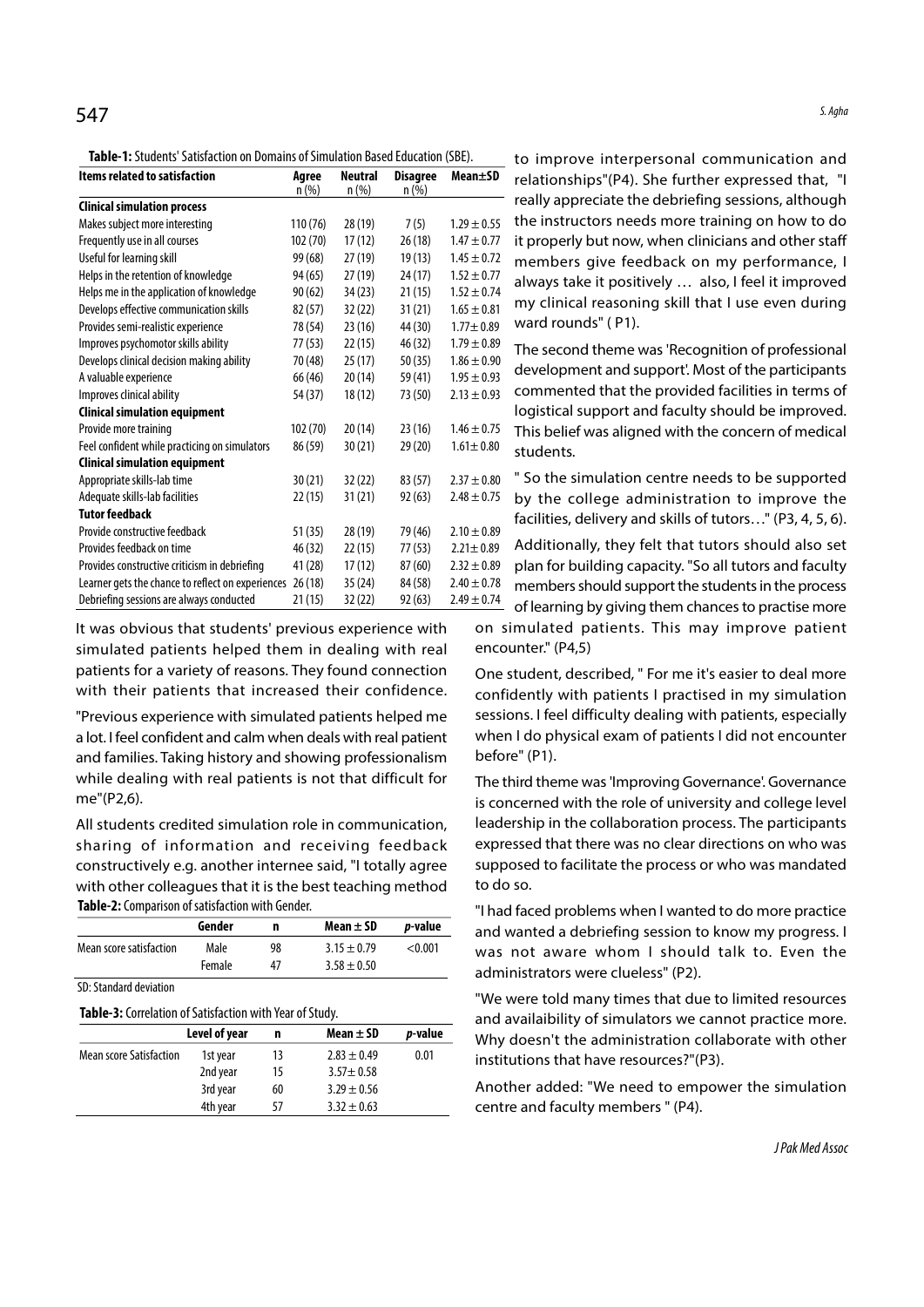**Table-1:** Students' Satisfaction on Domains of Simulation Based Education (SBE).

| Items related to satisfaction | Agree n (%) | Neutral n (%) | Disagree n (%) | Mean±SD |
|---|---|---|---|---|
| **Clinical simulation process** | | | | |
| Makes subject more interesting | 110 (76) | 28 (19) | 7 (5) | 1.29 ± 0.55 |
| Frequently use in all courses | 102 (70) | 17 (12) | 26 (18) | 1.47 ± 0.77 |
| Useful for learning skill | 99 (68) | 27 (19) | 19 (13) | 1.45 ± 0.72 |
| Helps in the retention of knowledge | 94 (65) | 27 (19) | 24 (17) | 1.52 ± 0.77 |
| Helps me in the application of knowledge | 90 (62) | 34 (23) | 21 (15) | 1.52 ± 0.74 |
| Develops effective communication skills | 82 (57) | 32 (22) | 31 (21) | 1.65 ± 0.81 |
| Provides semi-realistic experience | 78 (54) | 23 (16) | 44 (30) | 1.77± 0.89 |
| Improves psychomotor skills ability | 77 (53) | 22 (15) | 46 (32) | 1.79 ± 0.89 |
| Develops clinical decision making ability | 70 (48) | 25 (17) | 50 (35) | 1.86 ± 0.90 |
| A valuable experience | 66 (46) | 20 (14) | 59 (41) | 1.95 ± 0.93 |
| Improves clinical ability | 54 (37) | 18 (12) | 73 (50) | 2.13 ± 0.93 |
| **Clinical simulation equipment** | | | | |
| Provide more training | 102 (70) | 20 (14) | 23 (16) | 1.46 ± 0.75 |
| Feel confident while practicing on simulators | 86 (59) | 30 (21) | 29 (20) | 1.61± 0.80 |
| **Clinical simulation equipment** | | | | |
| Appropriate skills-lab time | 30 (21) | 32 (22) | 83 (57) | 2.37 ± 0.80 |
| Adequate skills-lab facilities | 22 (15) | 31 (21) | 92 (63) | 2.48 ± 0.75 |
| **Tutor feedback** | | | | |
| Provide constructive feedback | 51 (35) | 28 (19) | 79 (46) | 2.10 ± 0.89 |
| Provides feedback on time | 46 (32) | 22 (15) | 77 (53) | 2.21± 0.89 |
| Provides constructive criticism in debriefing | 41 (28) | 17 (12) | 87 (60) | 2.32 ± 0.89 |
| Learner gets the chance to reflect on experiences | 26 (18) | 35 (24) | 84 (58) | 2.40 ± 0.78 |
| Debriefing sessions are always conducted | 21 (15) | 32 (22) | 92 (63) | 2.49 ± 0.74 |

It was obvious that students' previous experience with simulated patients helped them in dealing with real patients for a variety of reasons. They found connection with their patients that increased their confidence.

"Previous experience with simulated patients helped me a lot. I feel confident and calm when deals with real patient and families. Taking history and showing professionalism while dealing with real patients is not that difficult for me"(P2,6).

All students credited simulation role in communication, sharing of information and receiving feedback constructively e.g. another internee said, "I totally agree with other colleagues that it is the best teaching method to improve interpersonal communication and relationships"(P4). She further expressed that, "I really appreciate the debriefing sessions, although the instructors needs more training on how to do it properly but now, when clinicians and other staff members give feedback on my performance, I always take it positively … also, I feel it improved my clinical reasoning skill that I use even during ward rounds" ( P1).

**Table-2:** Comparison of satisfaction with Gender.

| | Gender | n | Mean ± SD | *p*-value |
|---|---|---|---|---|
| Mean score satisfaction | Male | 98 | 3.15 ± 0.79 | <0.001 |
| | Female | 47 | 3.58 ± 0.50 | |

SD: Standard deviation

**Table-3:** Correlation of Satisfaction with Year of Study.

| | Level of year | n | Mean ± SD | *p*-value |
|---|---|---|---|---|
| Mean score Satisfaction | 1st year | 13 | 2.83 ± 0.49 | 0.01 |
| | 2nd year | 15 | 3.57± 0.58 | |
| | 3rd year | 60 | 3.29 ± 0.56 | |
| | 4th year | 57 | 3.32 ± 0.63 | |

The second theme was 'Recognition of professional development and support'. Most of the participants commented that the provided facilities in terms of logistical support and faculty should be improved. This belief was aligned with the concern of medical students.

" So the simulation centre needs to be supported by the college administration to improve the facilities, delivery and skills of tutors…" (P3, 4, 5, 6).

Additionally, they felt that tutors should also set plan for building capacity. "So all tutors and faculty members should support the students in the process of learning by giving them chances to practise more on simulated patients. This may improve patient encounter." (P4,5)

One student, described, " For me it's easier to deal more confidently with patients I practised in my simulation sessions. I feel difficulty dealing with patients, especially when I do physical exam of patients I did not encounter before" (P1).

The third theme was 'Improving Governance'. Governance is concerned with the role of university and college level leadership in the collaboration process. The participants expressed that there was no clear directions on who was supposed to facilitate the process or who was mandated to do so.

"I had faced problems when I wanted to do more practice and wanted a debriefing session to know my progress. I was not aware whom I should talk to. Even the administrators were clueless" (P2).

"We were told many times that due to limited resources and availaibility of simulators we cannot practice more. Why doesn't the administration collaborate with other institutions that have resources?"(P3).

Another added: "We need to empower the simulation centre and faculty members " (P4).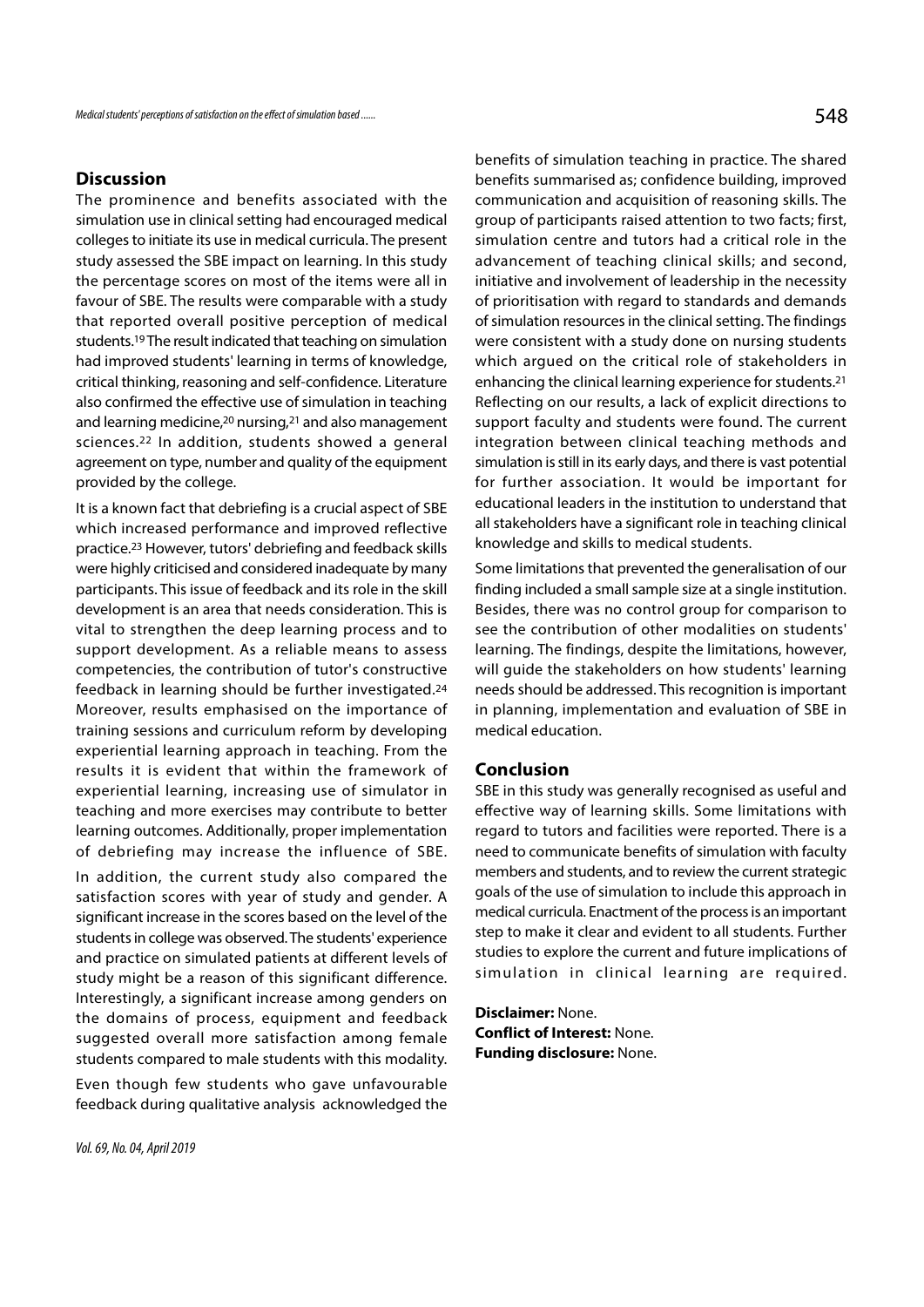## Discussion

The prominence and benefits associated with the simulation use in clinical setting had encouraged medical colleges to initiate its use in medical curricula. The present study assessed the SBE impact on learning. In this study the percentage scores on most of the items were all in favour of SBE. The results were comparable with a study that reported overall positive perception of medical students.[19] The result indicated that teaching on simulation had improved students' learning in terms of knowledge, critical thinking, reasoning and self-confidence. Literature also confirmed the effective use of simulation in teaching and learning medicine,[20] nursing,[21] and also management sciences.[22] In addition, students showed a general agreement on type, number and quality of the equipment provided by the college.

It is a known fact that debriefing is a crucial aspect of SBE which increased performance and improved reflective practice.[23] However, tutors' debriefing and feedback skills were highly criticised and considered inadequate by many participants. This issue of feedback and its role in the skill development is an area that needs consideration. This is vital to strengthen the deep learning process and to support development. As a reliable means to assess competencies, the contribution of tutor's constructive feedback in learning should be further investigated.[24] Moreover, results emphasised on the importance of training sessions and curriculum reform by developing experiential learning approach in teaching. From the results it is evident that within the framework of experiential learning, increasing use of simulator in teaching and more exercises may contribute to better learning outcomes. Additionally, proper implementation of debriefing may increase the influence of SBE.

In addition, the current study also compared the satisfaction scores with year of study and gender. A significant increase in the scores based on the level of the students in college was observed. The students' experience and practice on simulated patients at different levels of study might be a reason of this significant difference. Interestingly, a significant increase among genders on the domains of process, equipment and feedback suggested overall more satisfaction among female students compared to male students with this modality.

Even though few students who gave unfavourable feedback during qualitative analysis acknowledged the benefits of simulation teaching in practice. The shared benefits summarised as; confidence building, improved communication and acquisition of reasoning skills. The group of participants raised attention to two facts; first, simulation centre and tutors had a critical role in the advancement of teaching clinical skills; and second, initiative and involvement of leadership in the necessity of prioritisation with regard to standards and demands of simulation resources in the clinical setting. The findings were consistent with a study done on nursing students which argued on the critical role of stakeholders in enhancing the clinical learning experience for students.[21] Reflecting on our results, a lack of explicit directions to support faculty and students were found. The current integration between clinical teaching methods and simulation is still in its early days, and there is vast potential for further association. It would be important for educational leaders in the institution to understand that all stakeholders have a significant role in teaching clinical knowledge and skills to medical students.

Some limitations that prevented the generalisation of our finding included a small sample size at a single institution. Besides, there was no control group for comparison to see the contribution of other modalities on students' learning. The findings, despite the limitations, however, will guide the stakeholders on how students' learning needs should be addressed. This recognition is important in planning, implementation and evaluation of SBE in medical education.

## Conclusion

SBE in this study was generally recognised as useful and effective way of learning skills. Some limitations with regard to tutors and facilities were reported. There is a need to communicate benefits of simulation with faculty members and students, and to review the current strategic goals of the use of simulation to include this approach in medical curricula. Enactment of the process is an important step to make it clear and evident to all students. Further studies to explore the current and future implications of simulation in clinical learning are required.

**Disclaimer:** None.
**Conflict of Interest:** None.
**Funding disclosure:** None.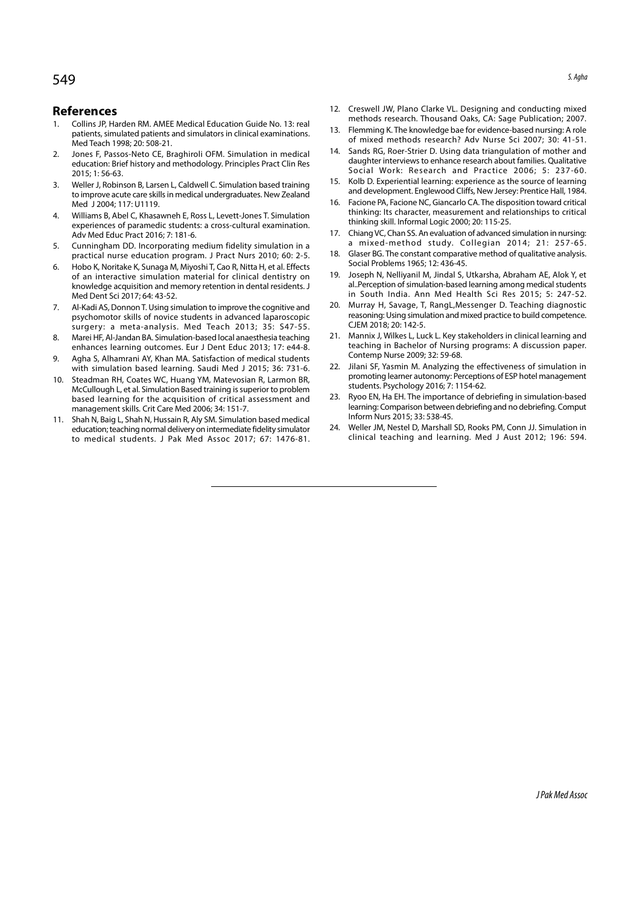## References

1. Collins JP, Harden RM. AMEE Medical Education Guide No. 13: real patients, simulated patients and simulators in clinical examinations. Med Teach 1998; 20: 508-21.
2. Jones F, Passos-Neto CE, Braghiroli OFM. Simulation in medical education: Brief history and methodology. Principles Pract Clin Res 2015; 1: 56-63.
3. Weller J, Robinson B, Larsen L, Caldwell C. Simulation based training to improve acute care skills in medical undergraduates. New Zealand Med J 2004; 117: U1119.
4. Williams B, Abel C, Khasawneh E, Ross L, Levett-Jones T. Simulation experiences of paramedic students: a cross-cultural examination. Adv Med Educ Pract 2016; 7: 181-6.
5. Cunningham DD. Incorporating medium fidelity simulation in a practical nurse education program. J Pract Nurs 2010; 60: 2-5.
6. Hobo K, Noritake K, Sunaga M, Miyoshi T, Cao R, Nitta H, et al. Effects of an interactive simulation material for clinical dentistry on knowledge acquisition and memory retention in dental residents. J Med Dent Sci 2017; 64: 43-52.
7. Al-Kadi AS, Donnon T. Using simulation to improve the cognitive and psychomotor skills of novice students in advanced laparoscopic surgery: a meta-analysis. Med Teach 2013; 35: S47-55.
8. Marei HF, Al-Jandan BA. Simulation-based local anaesthesia teaching enhances learning outcomes. Eur J Dent Educ 2013; 17: e44-8.
9. Agha S, Alhamrani AY, Khan MA. Satisfaction of medical students with simulation based learning. Saudi Med J 2015; 36: 731-6.
10. Steadman RH, Coates WC, Huang YM, Matevosian R, Larmon BR, McCullough L, et al. Simulation Based training is superior to problem based learning for the acquisition of critical assessment and management skills. Crit Care Med 2006; 34: 151-7.
11. Shah N, Baig L, Shah N, Hussain R, Aly SM. Simulation based medical education; teaching normal delivery on intermediate fidelity simulator to medical students. J Pak Med Assoc 2017; 67: 1476-81.
12. Creswell JW, Plano Clarke VL. Designing and conducting mixed methods research. Thousand Oaks, CA: Sage Publication; 2007.
13. Flemming K. The knowledge bae for evidence-based nursing: A role of mixed methods research? Adv Nurse Sci 2007; 30: 41-51.
14. Sands RG, Roer-Strier D. Using data triangulation of mother and daughter interviews to enhance research about families. Qualitative Social Work: Research and Practice 2006; 5: 237-60.
15. Kolb D. Experiential learning: experience as the source of learning and development. Englewood Cliffs, New Jersey: Prentice Hall, 1984.
16. Facione PA, Facione NC, Giancarlo CA. The disposition toward critical thinking: Its character, measurement and relationships to critical thinking skill. Informal Logic 2000; 20: 115-25.
17. Chiang VC, Chan SS. An evaluation of advanced simulation in nursing: a mixed-method study. Collegian 2014; 21: 257-65.
18. Glaser BG. The constant comparative method of qualitative analysis. Social Problems 1965; 12: 436-45.
19. Joseph N, Nelliyanil M, Jindal S, Utkarsha, Abraham AE, Alok Y, et al..Perception of simulation-based learning among medical students in South India. Ann Med Health Sci Res 2015; 5: 247-52.
20. Murray H, Savage, T, RangL,Messenger D. Teaching diagnostic reasoning: Using simulation and mixed practice to build competence. CJEM 2018; 20: 142-5.
21. Mannix J, Wilkes L, Luck L. Key stakeholders in clinical learning and teaching in Bachelor of Nursing programs: A discussion paper. Contemp Nurse 2009; 32: 59-68.
22. Jilani SF, Yasmin M. Analyzing the effectiveness of simulation in promoting learner autonomy: Perceptions of ESP hotel management students. Psychology 2016; 7: 1154-62.
23. Ryoo EN, Ha EH. The importance of debriefing in simulation-based learning: Comparison between debriefing and no debriefing. Comput Inform Nurs 2015; 33: 538-45.
24. Weller JM, Nestel D, Marshall SD, Rooks PM, Conn JJ. Simulation in clinical teaching and learning. Med J Aust 2012; 196: 594.